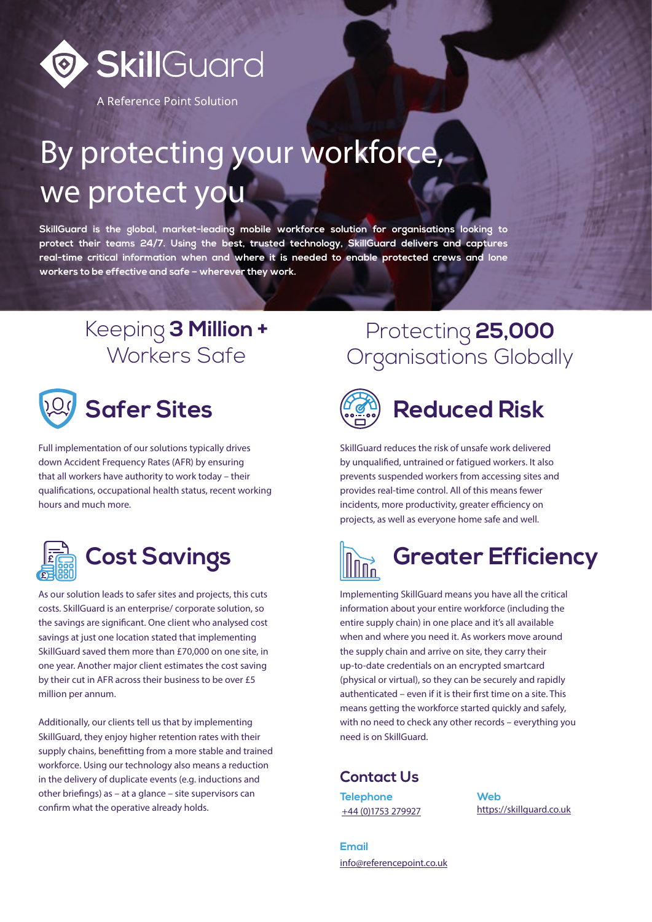# SkillGuard

A Reference Point Solution

# By protecting your workforce, we protect you

**SkillGuard is the global, market-leading mobile workforce solution for organisations looking to protect their teams 24/7. Using the best, trusted technology, SkillGuard delivers and captures real-time critical information when and where it is needed to enable protected crews and lone workers to be effective and safe – wherever they work.**

Keeping **3 Million +** Workers Safe

Protecting **25,000** Organisations Globally

## Safer Sites

Full implementation of our solutions typically drives down Accident Frequency Rates (AFR) by ensuring that all workers have authority to work today – their qualifications, occupational health status, recent working hours and much more.

## Cost Savings

As our solution leads to safer sites and projects, this cuts costs. SkillGuard is an enterprise/ corporate solution, so the savings are significant. One client who analysed cost savings at just one location stated that implementing SkillGuard saved them more than £70,000 on one site, in one year. Another major client estimates the cost saving by their cut in AFR across their business to be over £5 million per annum.

Additionally, our clients tell us that by implementing SkillGuard, they enjoy higher retention rates with their supply chains, benefitting from a more stable and trained workforce. Using our technology also means a reduction in the delivery of duplicate events (e.g. inductions and other briefings) as – at a glance – site supervisors can confirm what the operative already holds.

## Reduced Risk

SkillGuard reduces the risk of unsafe work delivered by unqualified, untrained or fatigued workers. It also prevents suspended workers from accessing sites and provides real-time control. All of this means fewer incidents, more productivity, greater efficiency on projects, as well as everyone home safe and well.

## Greater Efficiency

Implementing SkillGuard means you have all the critical information about your entire workforce (including the entire supply chain) in one place and it's all available when and where you need it. As workers move around the supply chain and arrive on site, they carry their up-to-date credentials on an encrypted smartcard (physical or virtual), so they can be securely and rapidly authenticated – even if it is their first time on a site. This means getting the workforce started quickly and safely, with no need to check any other records – everything you need is on SkillGuard.

## Contact Us

**Telephone**
+44 (0)1753 279927

**Web**
https://skillguard.co.uk

**Email**
info@referencepoint.co.uk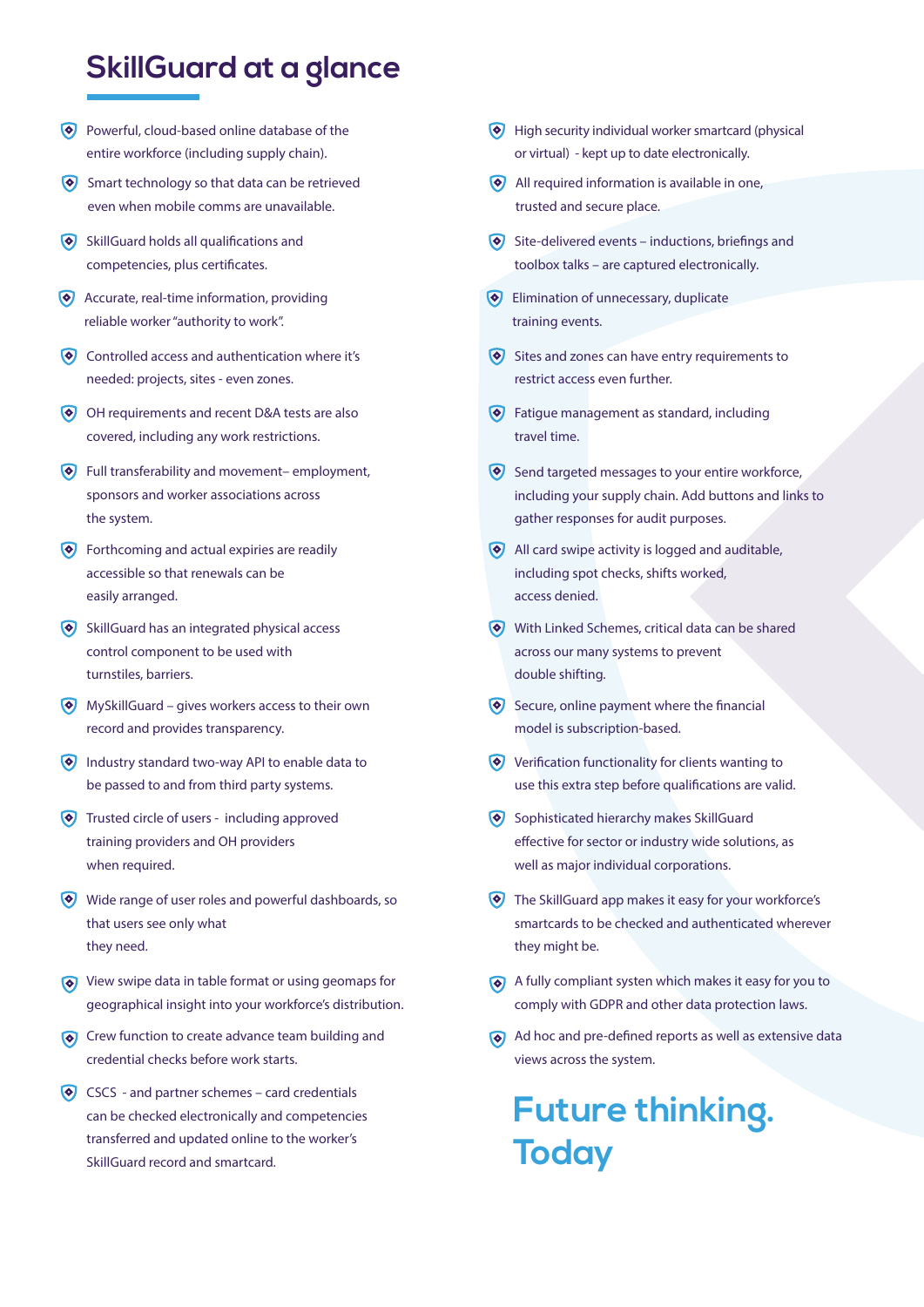# SkillGuard at a glance

- Powerful, cloud-based online database of the entire workforce (including supply chain).
- Smart technology so that data can be retrieved even when mobile comms are unavailable.
- SkillGuard holds all qualifications and competencies, plus certificates.
- Accurate, real-time information, providing reliable worker "authority to work".
- Controlled access and authentication where it's needed: projects, sites - even zones.
- OH requirements and recent D&A tests are also covered, including any work restrictions.
- Full transferability and movement– employment, sponsors and worker associations across the system.
- Forthcoming and actual expiries are readily accessible so that renewals can be easily arranged.
- SkillGuard has an integrated physical access control component to be used with turnstiles, barriers.
- MySkillGuard – gives workers access to their own record and provides transparency.
- Industry standard two-way API to enable data to be passed to and from third party systems.
- Trusted circle of users - including approved training providers and OH providers when required.
- Wide range of user roles and powerful dashboards, so that users see only what they need.
- View swipe data in table format or using geomaps for geographical insight into your workforce's distribution.
- Crew function to create advance team building and credential checks before work starts.
- CSCS - and partner schemes – card credentials can be checked electronically and competencies transferred and updated online to the worker's SkillGuard record and smartcard.
- High security individual worker smartcard (physical or virtual) - kept up to date electronically.
- All required information is available in one, trusted and secure place.
- Site-delivered events – inductions, briefings and toolbox talks – are captured electronically.
- Elimination of unnecessary, duplicate training events.
- Sites and zones can have entry requirements to restrict access even further.
- Fatigue management as standard, including travel time.
- Send targeted messages to your entire workforce, including your supply chain. Add buttons and links to gather responses for audit purposes.
- All card swipe activity is logged and auditable, including spot checks, shifts worked, access denied.
- With Linked Schemes, critical data can be shared across our many systems to prevent double shifting.
- Secure, online payment where the financial model is subscription-based.
- Verification functionality for clients wanting to use this extra step before qualifications are valid.
- Sophisticated hierarchy makes SkillGuard effective for sector or industry wide solutions, as well as major individual corporations.
- The SkillGuard app makes it easy for your workforce's smartcards to be checked and authenticated wherever they might be.
- A fully compliant systen which makes it easy for you to comply with GDPR and other data protection laws.
- Ad hoc and pre-defined reports as well as extensive data views across the system.

## Future thinking. Today